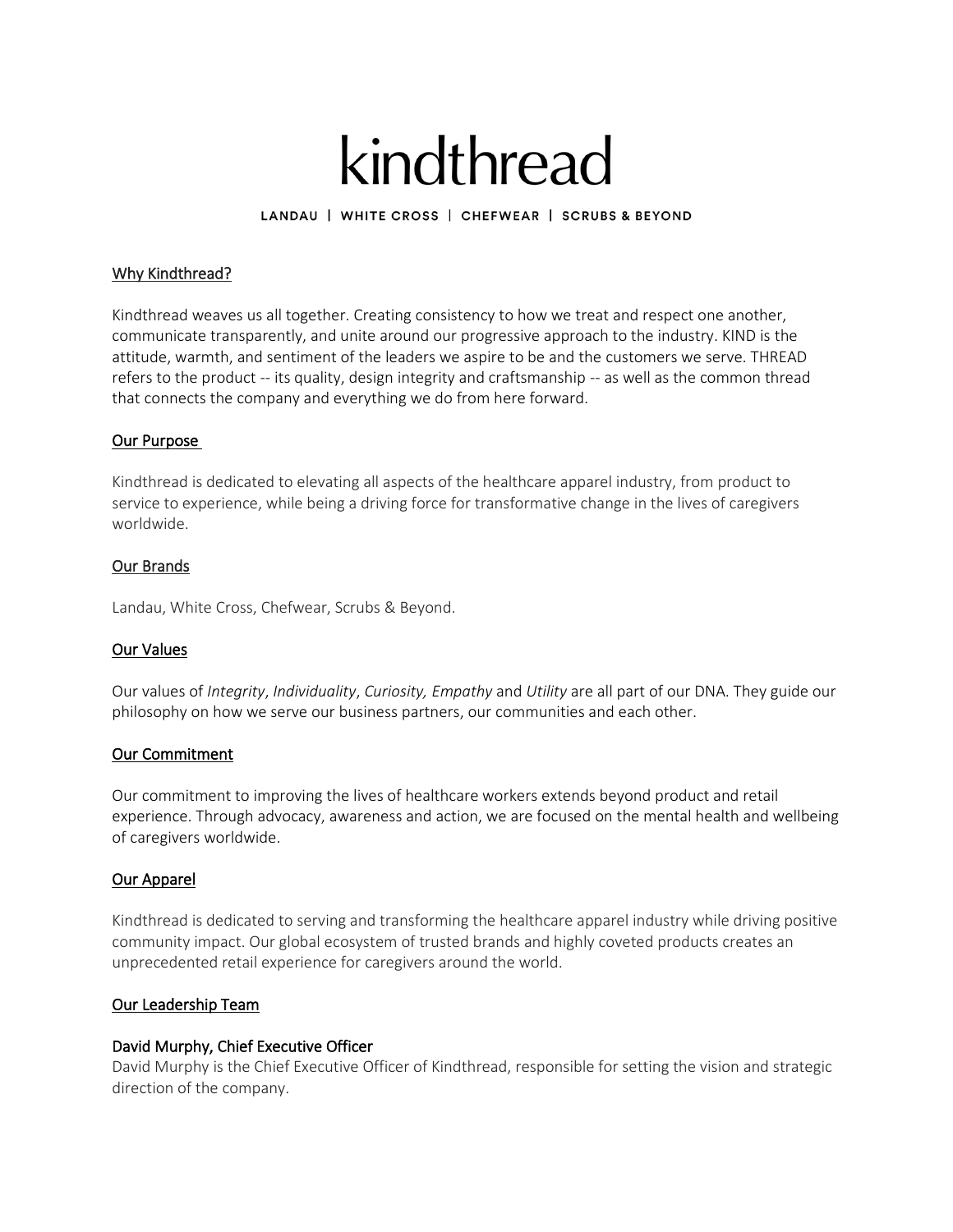# kindthread

LANDAU | WHITE CROSS | CHEFWEAR | SCRUBS & BEYOND

## Why Kindthread?

Kindthread weaves us all together. Creating consistency to how we treat and respect one another, communicate transparently, and unite around our progressive approach to the industry. KIND is the attitude, warmth, and sentiment of the leaders we aspire to be and the customers we serve. THREAD refers to the product -- its quality, design integrity and craftsmanship -- as well as the common thread that connects the company and everything we do from here forward.

## Our Purpose

Kindthread is dedicated to elevating all aspects of the healthcare apparel industry, from product to service to experience, while being a driving force for transformative change in the lives of caregivers worldwide.

## Our Brands

Landau, White Cross, Chefwear, Scrubs & Beyond.

## Our Values

Our values of *Integrity*, *Individuality*, *Curiosity, Empathy* and *Utility* are all part of our DNA. They guide our philosophy on how we serve our business partners, our communities and each other.

## Our Commitment

Our commitment to improving the lives of healthcare workers extends beyond product and retail experience. Through advocacy, awareness and action, we are focused on the mental health and wellbeing of caregivers worldwide.

## Our Apparel

Kindthread is dedicated to serving and transforming the healthcare apparel industry while driving positive community impact. Our global ecosystem of trusted brands and highly coveted products creates an unprecedented retail experience for caregivers around the world.

## Our Leadership Team

### David Murphy, Chief Executive Officer

David Murphy is the Chief Executive Officer of Kindthread, responsible for setting the vision and strategic direction of the company.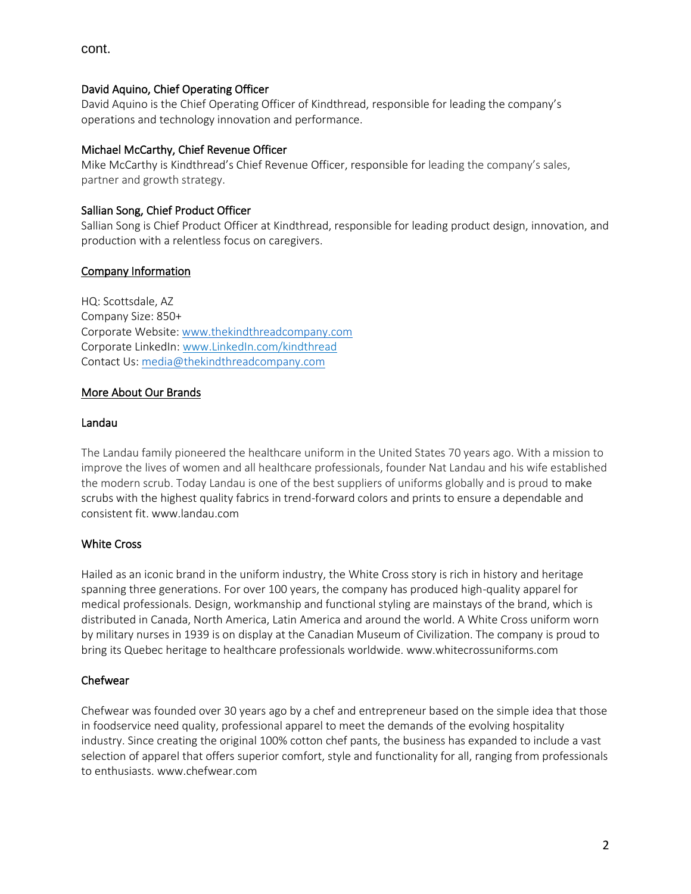cont.

### David Aquino, Chief Operating Officer

David Aquino is the Chief Operating Officer of Kindthread, responsible for leading the company's operations and technology innovation and performance.

### Michael McCarthy, Chief Revenue Officer

Mike McCarthy is Kindthread's Chief Revenue Officer, responsible for leading the company's sales, partner and growth strategy.

### Sallian Song, Chief Product Officer

Sallian Song is Chief Product Officer at Kindthread, responsible for leading product design, innovation, and production with a relentless focus on caregivers.

## Company Information

HQ: Scottsdale, AZ
Company Size: 850+
Corporate Website: [www.thekindthreadcompany.com](http://www.thekindthreadcompany.com)
Corporate LinkedIn: [www.LinkedIn.com/kindthread](http://www.LinkedIn.com/kindthread)
Contact Us: [media@thekindthreadcompany.com](mailto:media@thekindthreadcompany.com)

## More About Our Brands

### Landau

The Landau family pioneered the healthcare uniform in the United States 70 years ago. With a mission to improve the lives of women and all healthcare professionals, founder Nat Landau and his wife established the modern scrub. Today Landau is one of the best suppliers of uniforms globally and is proud to make scrubs with the highest quality fabrics in trend-forward colors and prints to ensure a dependable and consistent fit. www.landau.com

### White Cross

Hailed as an iconic brand in the uniform industry, the White Cross story is rich in history and heritage spanning three generations. For over 100 years, the company has produced high-quality apparel for medical professionals. Design, workmanship and functional styling are mainstays of the brand, which is distributed in Canada, North America, Latin America and around the world. A White Cross uniform worn by military nurses in 1939 is on display at the Canadian Museum of Civilization. The company is proud to bring its Quebec heritage to healthcare professionals worldwide. www.whitecrossuniforms.com

### Chefwear

Chefwear was founded over 30 years ago by a chef and entrepreneur based on the simple idea that those in foodservice need quality, professional apparel to meet the demands of the evolving hospitality industry. Since creating the original 100% cotton chef pants, the business has expanded to include a vast selection of apparel that offers superior comfort, style and functionality for all, ranging from professionals to enthusiasts. www.chefwear.com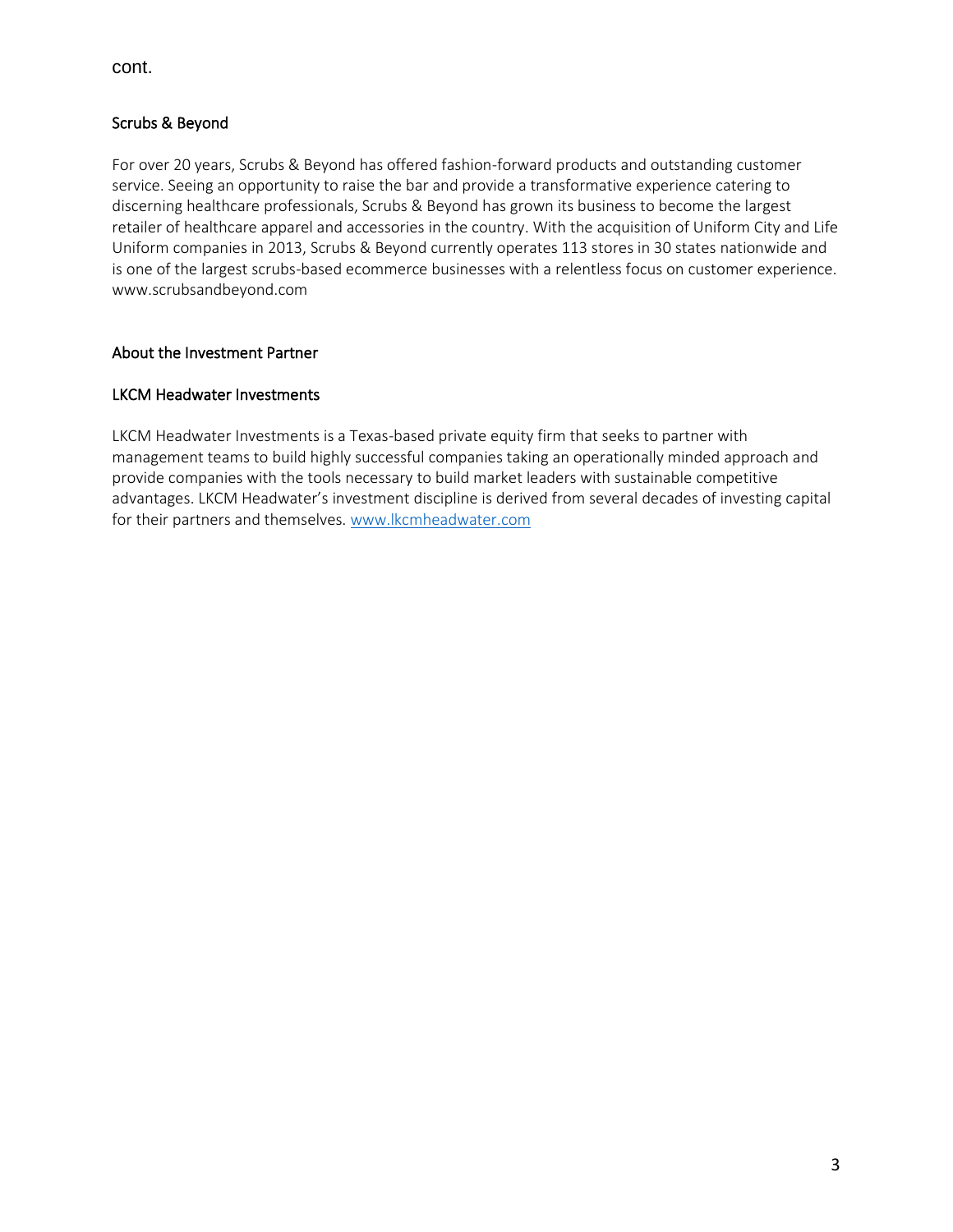cont.

## Scrubs & Beyond

For over 20 years, Scrubs & Beyond has offered fashion-forward products and outstanding customer service. Seeing an opportunity to raise the bar and provide a transformative experience catering to discerning healthcare professionals, Scrubs & Beyond has grown its business to become the largest retailer of healthcare apparel and accessories in the country. With the acquisition of Uniform City and Life Uniform companies in 2013, Scrubs & Beyond currently operates 113 stores in 30 states nationwide and is one of the largest scrubs-based ecommerce businesses with a relentless focus on customer experience. www.scrubsandbeyond.com

## About the Investment Partner

### LKCM Headwater Investments

LKCM Headwater Investments is a Texas-based private equity firm that seeks to partner with management teams to build highly successful companies taking an operationally minded approach and provide companies with the tools necessary to build market leaders with sustainable competitive advantages. LKCM Headwater's investment discipline is derived from several decades of investing capital for their partners and themselves. www.lkcmheadwater.com